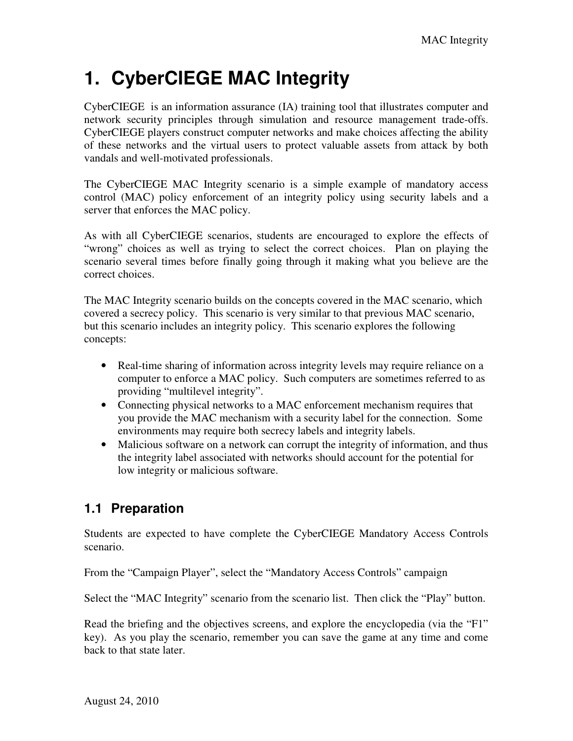# 1. CyberCIEGE MAC Integrity

CyberCIEGE is an information assurance (IA) training tool that illustrates computer and network security principles through simulation and resource management trade-offs. CyberCIEGE players construct computer networks and make choices affecting the ability of these networks and the virtual users to protect valuable assets from attack by both vandals and well-motivated professionals.

The CyberCIEGE MAC Integrity scenario is a simple example of mandatory access control (MAC) policy enforcement of an integrity policy using security labels and a server that enforces the MAC policy.

As with all CyberCIEGE scenarios, students are encouraged to explore the effects of "wrong" choices as well as trying to select the correct choices. Plan on playing the scenario several times before finally going through it making what you believe are the correct choices.

The MAC Integrity scenario builds on the concepts covered in the MAC scenario, which covered a secrecy policy. This scenario is very similar to that previous MAC scenario, but this scenario includes an integrity policy. This scenario explores the following concepts:

- Real-time sharing of information across integrity levels may require reliance on a computer to enforce a MAC policy. Such computers are sometimes referred to as providing "multilevel integrity".
- Connecting physical networks to a MAC enforcement mechanism requires that you provide the MAC mechanism with a security label for the connection. Some environments may require both secrecy labels and integrity labels.
- Malicious software on a network can corrupt the integrity of information, and thus the integrity label associated with networks should account for the potential for low integrity or malicious software.

## 1.1 Preparation

Students are expected to have complete the CyberCIEGE Mandatory Access Controls scenario.

From the "Campaign Player", select the "Mandatory Access Controls" campaign

Select the "MAC Integrity" scenario from the scenario list. Then click the "Play" button.

Read the briefing and the objectives screens, and explore the encyclopedia (via the "F1" key). As you play the scenario, remember you can save the game at any time and come back to that state later.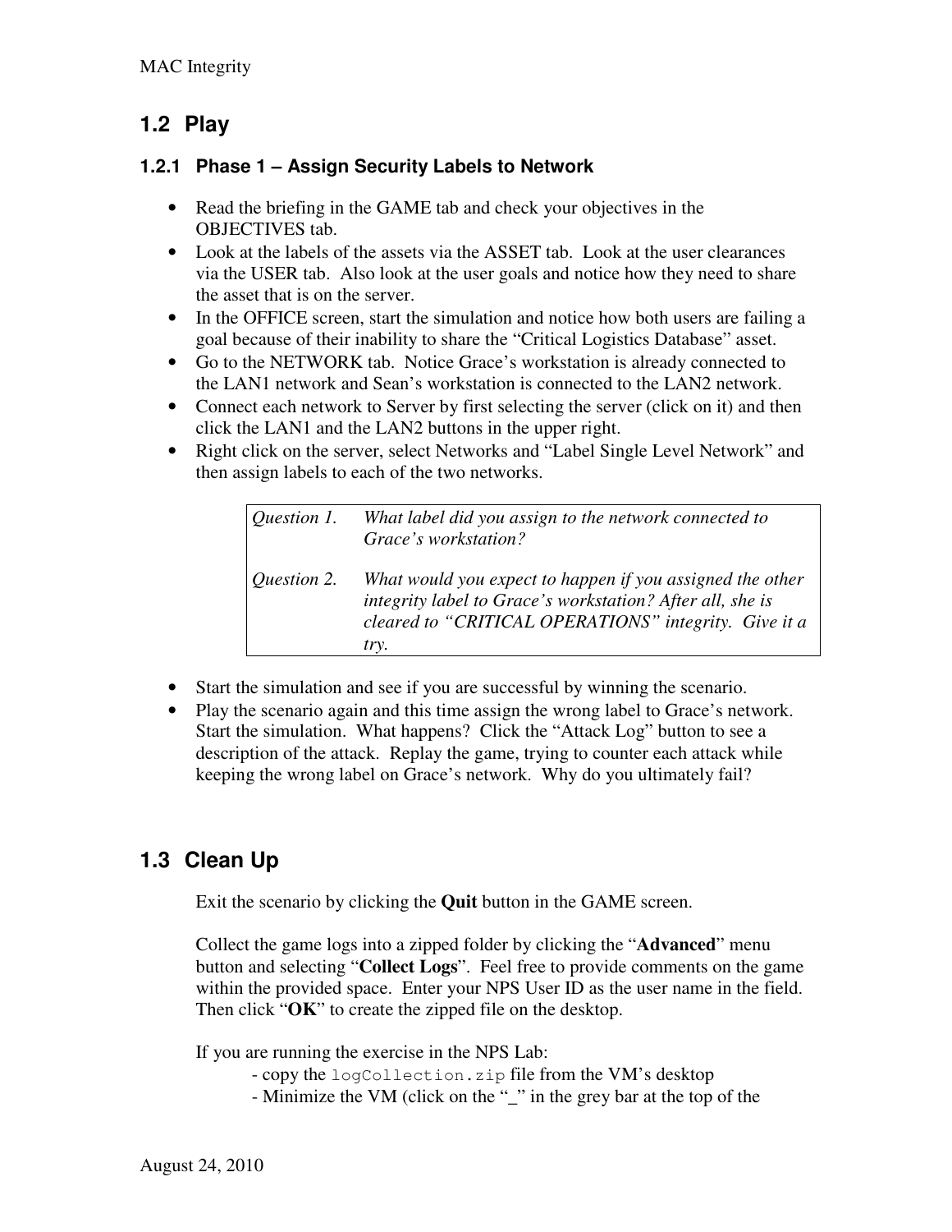## 1.2 Play

### 1.2.1 Phase 1 – Assign Security Labels to Network

- Read the briefing in the GAME tab and check your objectives in the OBJECTIVES tab.
- Look at the labels of the assets via the ASSET tab. Look at the user clearances via the USER tab. Also look at the user goals and notice how they need to share the asset that is on the server.
- In the OFFICE screen, start the simulation and notice how both users are failing a goal because of their inability to share the "Critical Logistics Database" asset.
- Go to the NETWORK tab. Notice Grace's workstation is already connected to the LAN1 network and Sean's workstation is connected to the LAN2 network.
- Connect each network to Server by first selecting the server (click on it) and then click the LAN1 and the LAN2 buttons in the upper right.
- Right click on the server, select Networks and "Label Single Level Network" and then assign labels to each of the two networks.

| | |
|---|---|
| *Question 1.* | *What label did you assign to the network connected to Grace's workstation?* |
| *Question 2.* | *What would you expect to happen if you assigned the other integrity label to Grace's workstation? After all, she is cleared to "CRITICAL OPERATIONS" integrity. Give it a try.* |

- Start the simulation and see if you are successful by winning the scenario.
- Play the scenario again and this time assign the wrong label to Grace's network. Start the simulation. What happens? Click the "Attack Log" button to see a description of the attack. Replay the game, trying to counter each attack while keeping the wrong label on Grace's network. Why do you ultimately fail?

## 1.3 Clean Up

Exit the scenario by clicking the **Quit** button in the GAME screen.

Collect the game logs into a zipped folder by clicking the "**Advanced**" menu button and selecting "**Collect Logs**". Feel free to provide comments on the game within the provided space. Enter your NPS User ID as the user name in the field. Then click "**OK**" to create the zipped file on the desktop.

If you are running the exercise in the NPS Lab:

- copy the `logCollection.zip` file from the VM's desktop
- Minimize the VM (click on the "_" in the grey bar at the top of the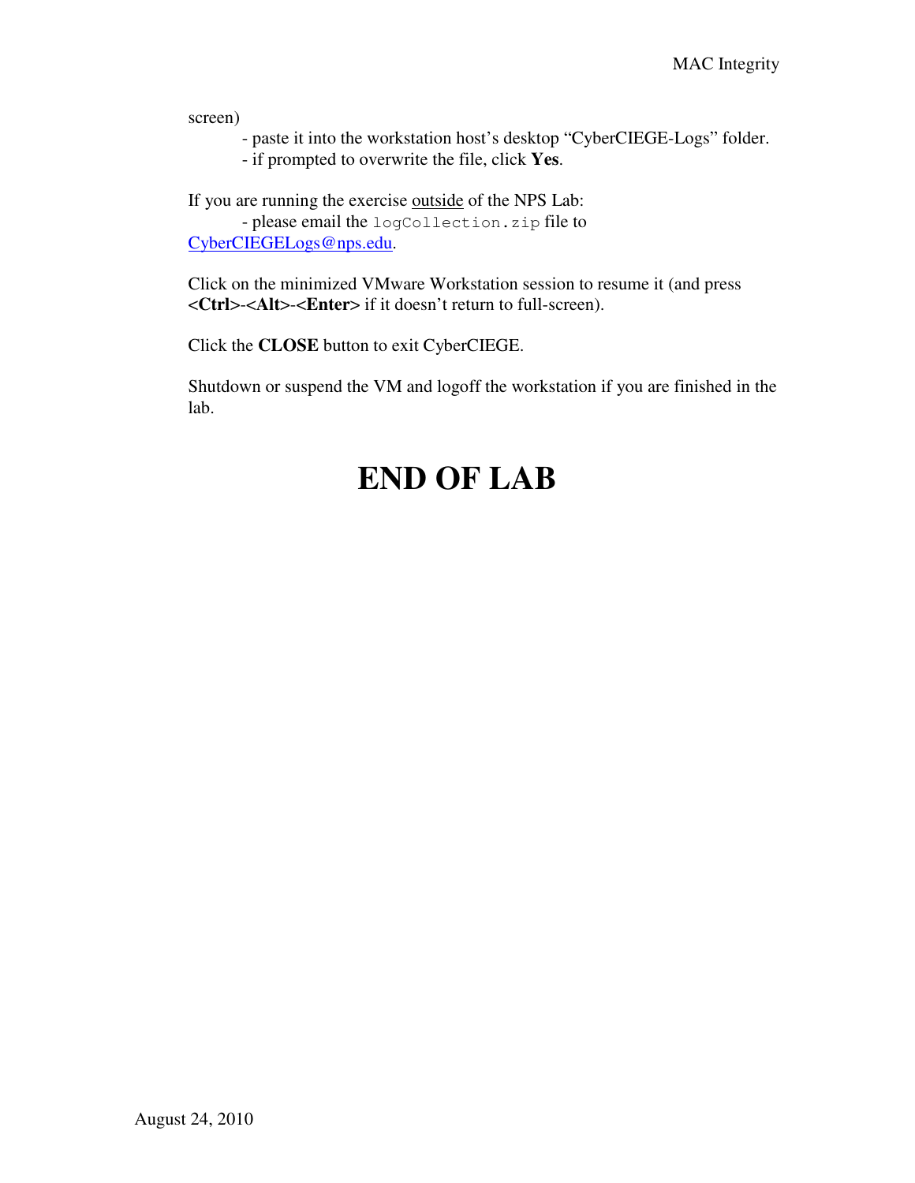screen)

- paste it into the workstation host's desktop "CyberCIEGE-Logs" folder.
- if prompted to overwrite the file, click **Yes**.

If you are running the exercise outside of the NPS Lab:

- please email the `logCollection.zip` file to [CyberCIEGELogs@nps.edu](mailto:CyberCIEGELogs@nps.edu).

Click on the minimized VMware Workstation session to resume it (and press **<Ctrl>**-**<Alt>**-**<Enter>** if it doesn't return to full-screen).

Click the **CLOSE** button to exit CyberCIEGE.

Shutdown or suspend the VM and logoff the workstation if you are finished in the lab.

# END OF LAB